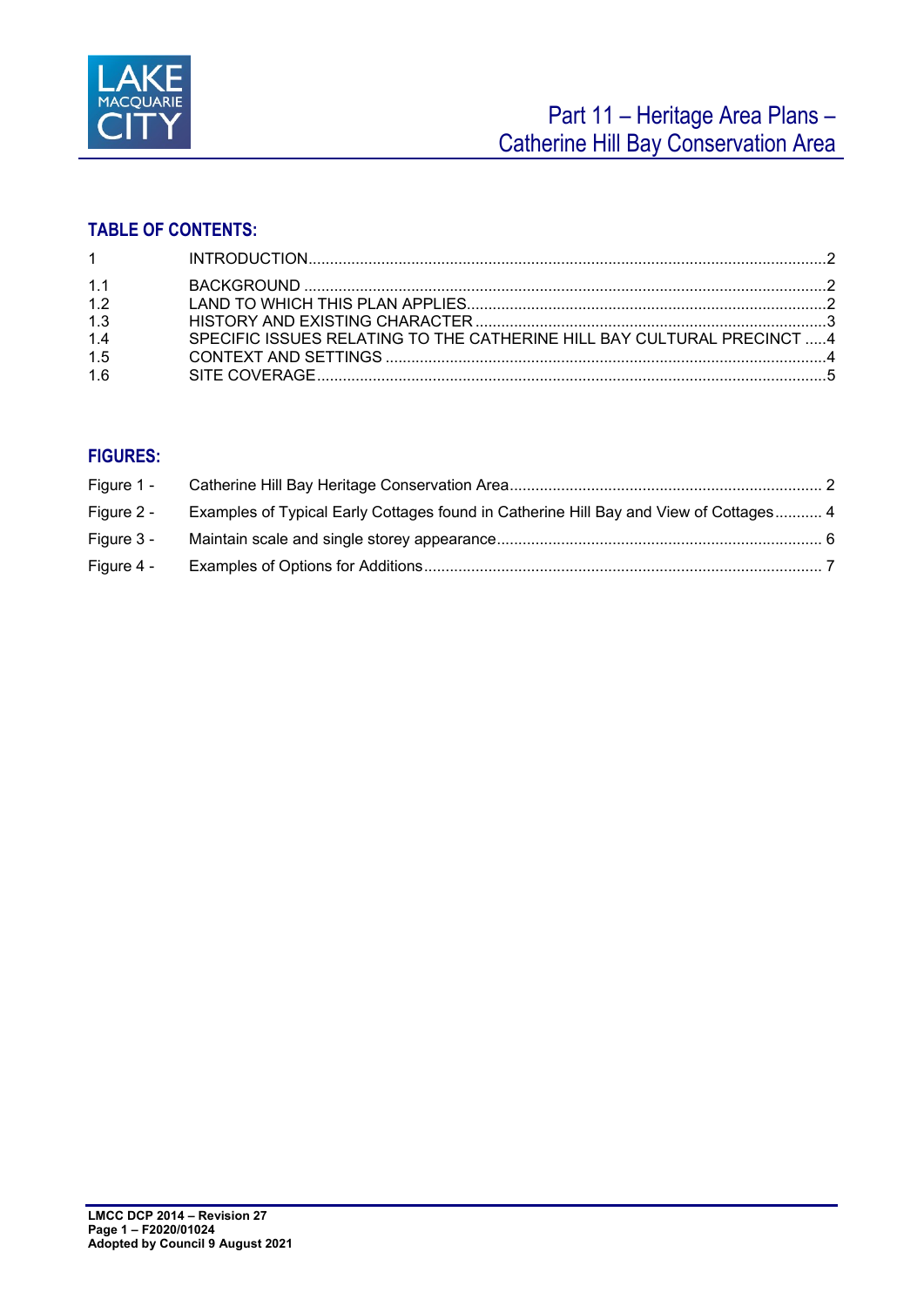# Part 11 – Heritage Area Plans – Catherine Hill Bay Conservation Area

## TABLE OF CONTENTS:

| | | |
|---|---|---|
| 1 | INTRODUCTION | 2 |
| 1.1 | BACKGROUND | 2 |
| 1.2 | LAND TO WHICH THIS PLAN APPLIES | 2 |
| 1.3 | HISTORY AND EXISTING CHARACTER | 3 |
| 1.4 | SPECIFIC ISSUES RELATING TO THE CATHERINE HILL BAY CULTURAL PRECINCT | 4 |
| 1.5 | CONTEXT AND SETTINGS | 4 |
| 1.6 | SITE COVERAGE | 5 |

## FIGURES:

| | | |
|---|---|---|
| Figure 1 - | Catherine Hill Bay Heritage Conservation Area | 2 |
| Figure 2 - | Examples of Typical Early Cottages found in Catherine Hill Bay and View of Cottages | 4 |
| Figure 3 - | Maintain scale and single storey appearance | 6 |
| Figure 4 - | Examples of Options for Additions | 7 |

**LMCC DCP 2014 – Revision 27**
**Page 1 – F2020/01024**
**Adopted by Council 9 August 2021**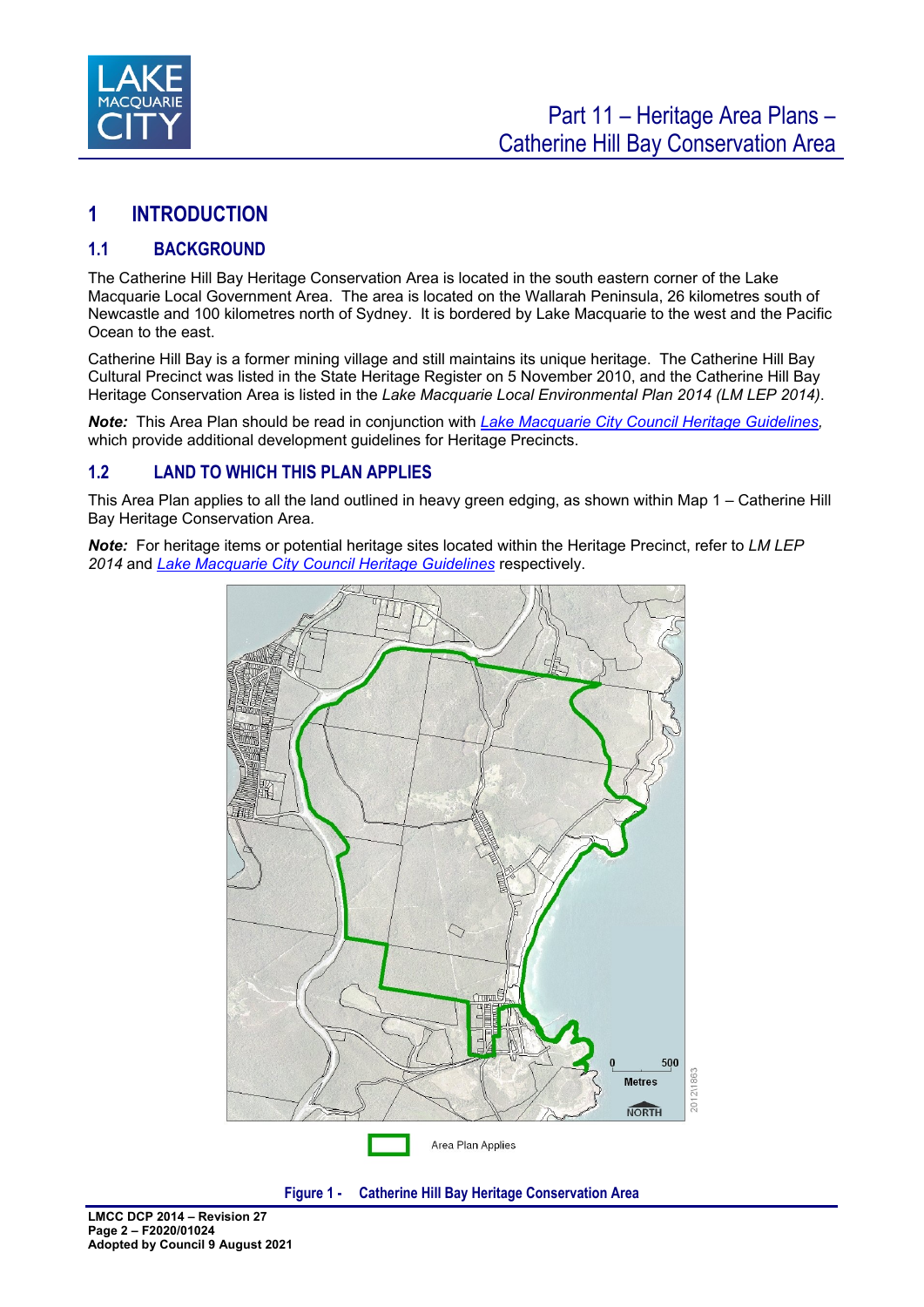# 1 INTRODUCTION

## 1.1 BACKGROUND

The Catherine Hill Bay Heritage Conservation Area is located in the south eastern corner of the Lake Macquarie Local Government Area. The area is located on the Wallarah Peninsula, 26 kilometres south of Newcastle and 100 kilometres north of Sydney. It is bordered by Lake Macquarie to the west and the Pacific Ocean to the east.

Catherine Hill Bay is a former mining village and still maintains its unique heritage. The Catherine Hill Bay Cultural Precinct was listed in the State Heritage Register on 5 November 2010, and the Catherine Hill Bay Heritage Conservation Area is listed in the *Lake Macquarie Local Environmental Plan 2014 (LM LEP 2014)*.

***Note:*** This Area Plan should be read in conjunction with Lake Macquarie City Council Heritage Guidelines, which provide additional development guidelines for Heritage Precincts.

## 1.2 LAND TO WHICH THIS PLAN APPLIES

This Area Plan applies to all the land outlined in heavy green edging, as shown within Map 1 – Catherine Hill Bay Heritage Conservation Area.

***Note:*** For heritage items or potential heritage sites located within the Heritage Precinct, refer to *LM LEP 2014* and Lake Macquarie City Council Heritage Guidelines respectively.

Area Plan Applies

**Figure 1 - Catherine Hill Bay Heritage Conservation Area**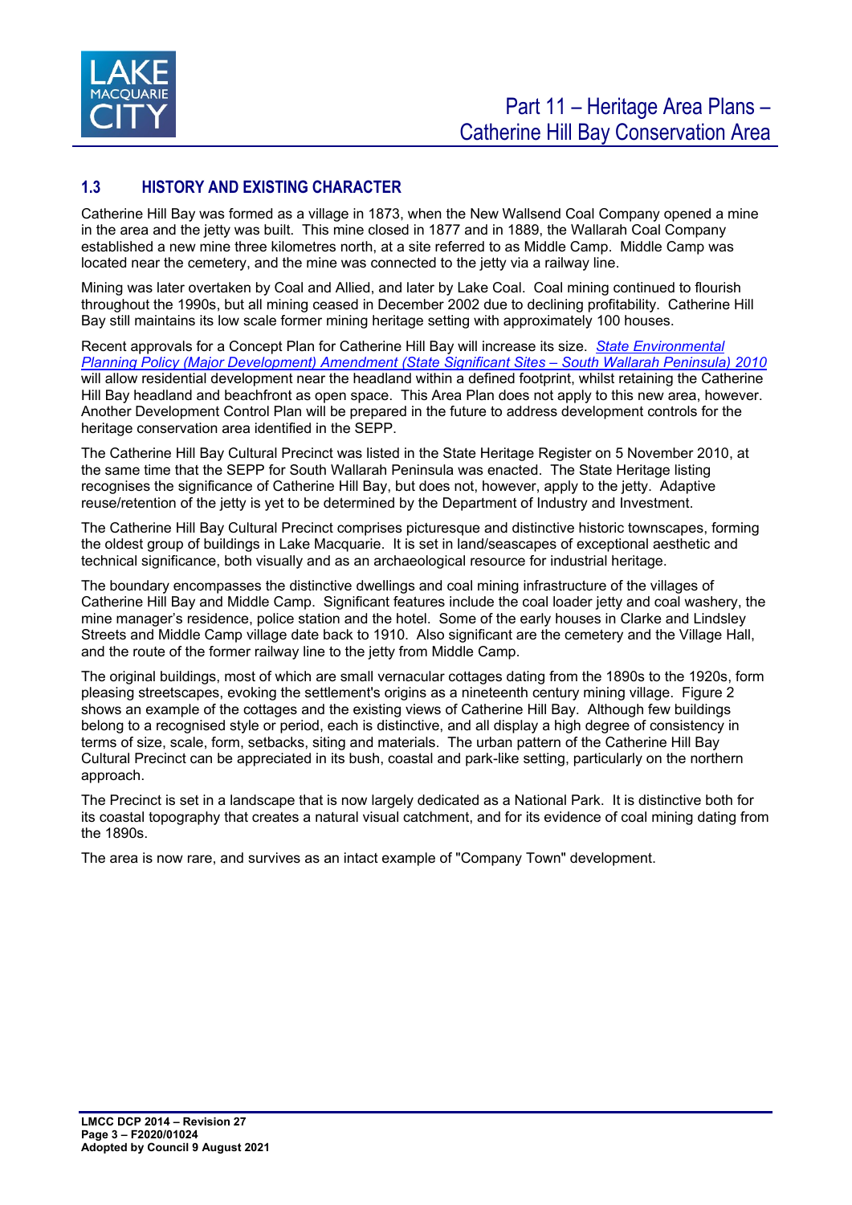## 1.3 HISTORY AND EXISTING CHARACTER

Catherine Hill Bay was formed as a village in 1873, when the New Wallsend Coal Company opened a mine in the area and the jetty was built. This mine closed in 1877 and in 1889, the Wallarah Coal Company established a new mine three kilometres north, at a site referred to as Middle Camp. Middle Camp was located near the cemetery, and the mine was connected to the jetty via a railway line.

Mining was later overtaken by Coal and Allied, and later by Lake Coal. Coal mining continued to flourish throughout the 1990s, but all mining ceased in December 2002 due to declining profitability. Catherine Hill Bay still maintains its low scale former mining heritage setting with approximately 100 houses.

Recent approvals for a Concept Plan for Catherine Hill Bay will increase its size. *State Environmental Planning Policy (Major Development) Amendment (State Significant Sites – South Wallarah Peninsula) 2010* will allow residential development near the headland within a defined footprint, whilst retaining the Catherine Hill Bay headland and beachfront as open space. This Area Plan does not apply to this new area, however. Another Development Control Plan will be prepared in the future to address development controls for the heritage conservation area identified in the SEPP.

The Catherine Hill Bay Cultural Precinct was listed in the State Heritage Register on 5 November 2010, at the same time that the SEPP for South Wallarah Peninsula was enacted. The State Heritage listing recognises the significance of Catherine Hill Bay, but does not, however, apply to the jetty. Adaptive reuse/retention of the jetty is yet to be determined by the Department of Industry and Investment.

The Catherine Hill Bay Cultural Precinct comprises picturesque and distinctive historic townscapes, forming the oldest group of buildings in Lake Macquarie. It is set in land/seascapes of exceptional aesthetic and technical significance, both visually and as an archaeological resource for industrial heritage.

The boundary encompasses the distinctive dwellings and coal mining infrastructure of the villages of Catherine Hill Bay and Middle Camp. Significant features include the coal loader jetty and coal washery, the mine manager's residence, police station and the hotel. Some of the early houses in Clarke and Lindsley Streets and Middle Camp village date back to 1910. Also significant are the cemetery and the Village Hall, and the route of the former railway line to the jetty from Middle Camp.

The original buildings, most of which are small vernacular cottages dating from the 1890s to the 1920s, form pleasing streetscapes, evoking the settlement's origins as a nineteenth century mining village. Figure 2 shows an example of the cottages and the existing views of Catherine Hill Bay. Although few buildings belong to a recognised style or period, each is distinctive, and all display a high degree of consistency in terms of size, scale, form, setbacks, siting and materials. The urban pattern of the Catherine Hill Bay Cultural Precinct can be appreciated in its bush, coastal and park-like setting, particularly on the northern approach.

The Precinct is set in a landscape that is now largely dedicated as a National Park. It is distinctive both for its coastal topography that creates a natural visual catchment, and for its evidence of coal mining dating from the 1890s.

The area is now rare, and survives as an intact example of "Company Town" development.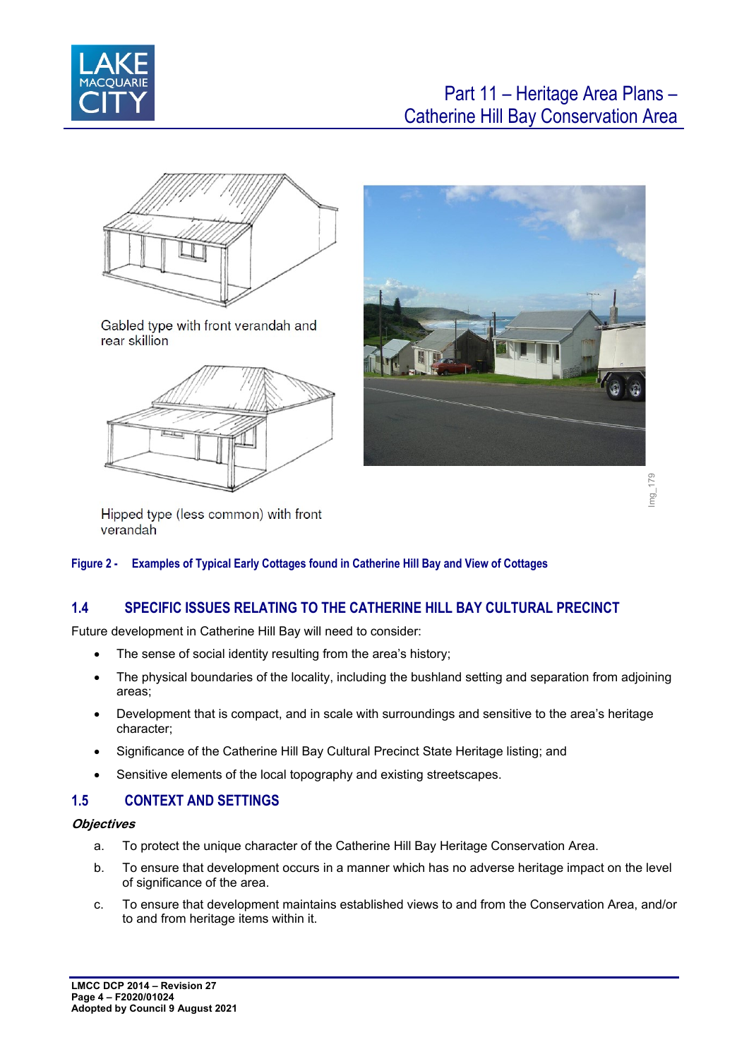Gabled type with front verandah and rear skillion

Hipped type (less common) with front verandah

Img_179

**Figure 2 - Examples of Typical Early Cottages found in Catherine Hill Bay and View of Cottages**

## 1.4 SPECIFIC ISSUES RELATING TO THE CATHERINE HILL BAY CULTURAL PRECINCT

Future development in Catherine Hill Bay will need to consider:

- The sense of social identity resulting from the area's history;
- The physical boundaries of the locality, including the bushland setting and separation from adjoining areas;
- Development that is compact, and in scale with surroundings and sensitive to the area's heritage character;
- Significance of the Catherine Hill Bay Cultural Precinct State Heritage listing; and
- Sensitive elements of the local topography and existing streetscapes.

## 1.5 CONTEXT AND SETTINGS

***Objectives***

a. To protect the unique character of the Catherine Hill Bay Heritage Conservation Area.

b. To ensure that development occurs in a manner which has no adverse heritage impact on the level of significance of the area.

c. To ensure that development maintains established views to and from the Conservation Area, and/or to and from heritage items within it.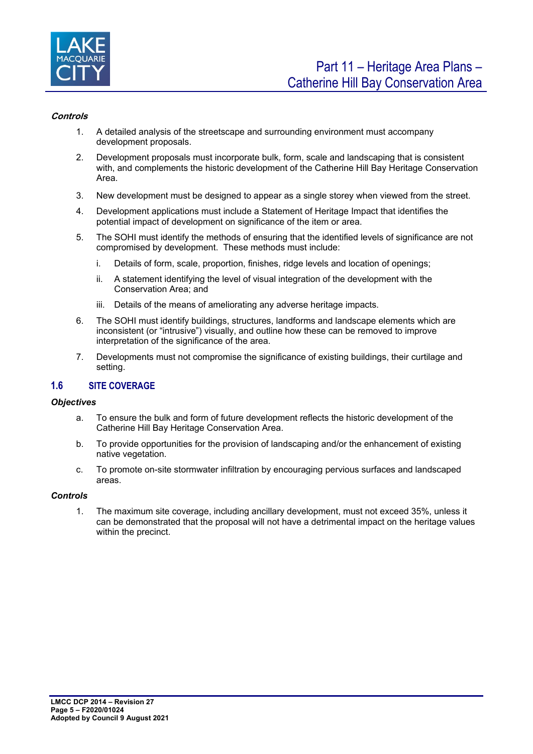***Controls***

1. A detailed analysis of the streetscape and surrounding environment must accompany development proposals.
2. Development proposals must incorporate bulk, form, scale and landscaping that is consistent with, and complements the historic development of the Catherine Hill Bay Heritage Conservation Area.
3. New development must be designed to appear as a single storey when viewed from the street.
4. Development applications must include a Statement of Heritage Impact that identifies the potential impact of development on significance of the item or area.
5. The SOHI must identify the methods of ensuring that the identified levels of significance are not compromised by development. These methods must include:
    i. Details of form, scale, proportion, finishes, ridge levels and location of openings;
    ii. A statement identifying the level of visual integration of the development with the Conservation Area; and
    iii. Details of the means of ameliorating any adverse heritage impacts.
6. The SOHI must identify buildings, structures, landforms and landscape elements which are inconsistent (or "intrusive") visually, and outline how these can be removed to improve interpretation of the significance of the area.
7. Developments must not compromise the significance of existing buildings, their curtilage and setting.

## 1.6 SITE COVERAGE

***Objectives***

a. To ensure the bulk and form of future development reflects the historic development of the Catherine Hill Bay Heritage Conservation Area.

b. To provide opportunities for the provision of landscaping and/or the enhancement of existing native vegetation.

c. To promote on-site stormwater infiltration by encouraging pervious surfaces and landscaped areas.

***Controls***

1. The maximum site coverage, including ancillary development, must not exceed 35%, unless it can be demonstrated that the proposal will not have a detrimental impact on the heritage values within the precinct.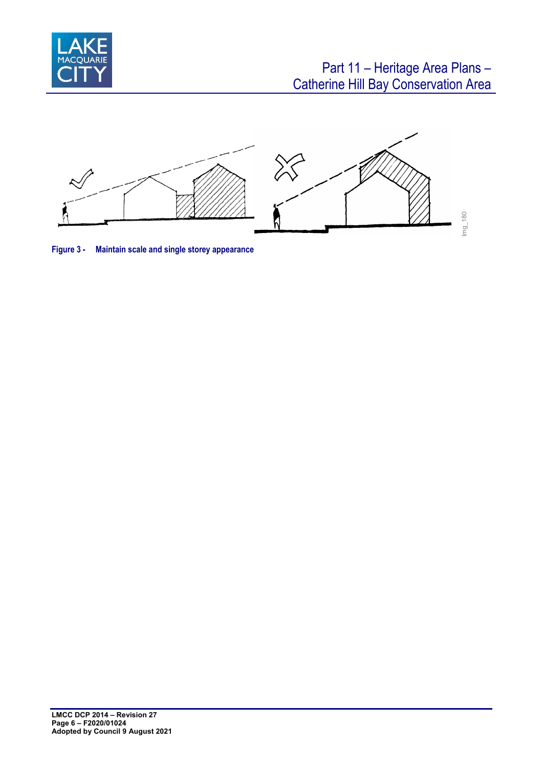**Figure 3 - Maintain scale and single storey appearance**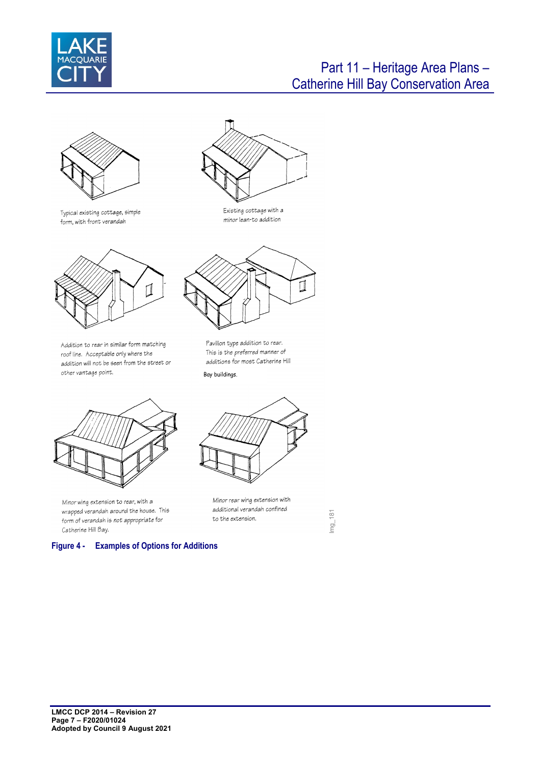Typical existing cottage, simple form, with front verandah

Existing cottage with a minor lean-to addition

Addition to rear in similar form matching roof line. Acceptable only where the addition will not be seen from the street or other vantage point.

Pavilion type addition to rear. This is the preferred manner of additions for most Catherine Hill Bay buildings.

Minor wing extension to rear, with a wrapped verandah around the house. This form of verandah is not appropriate for Catherine Hill Bay.

Minor rear wing extension with additional verandah confined to the extension.

Img_181

**Figure 4 - Examples of Options for Additions**